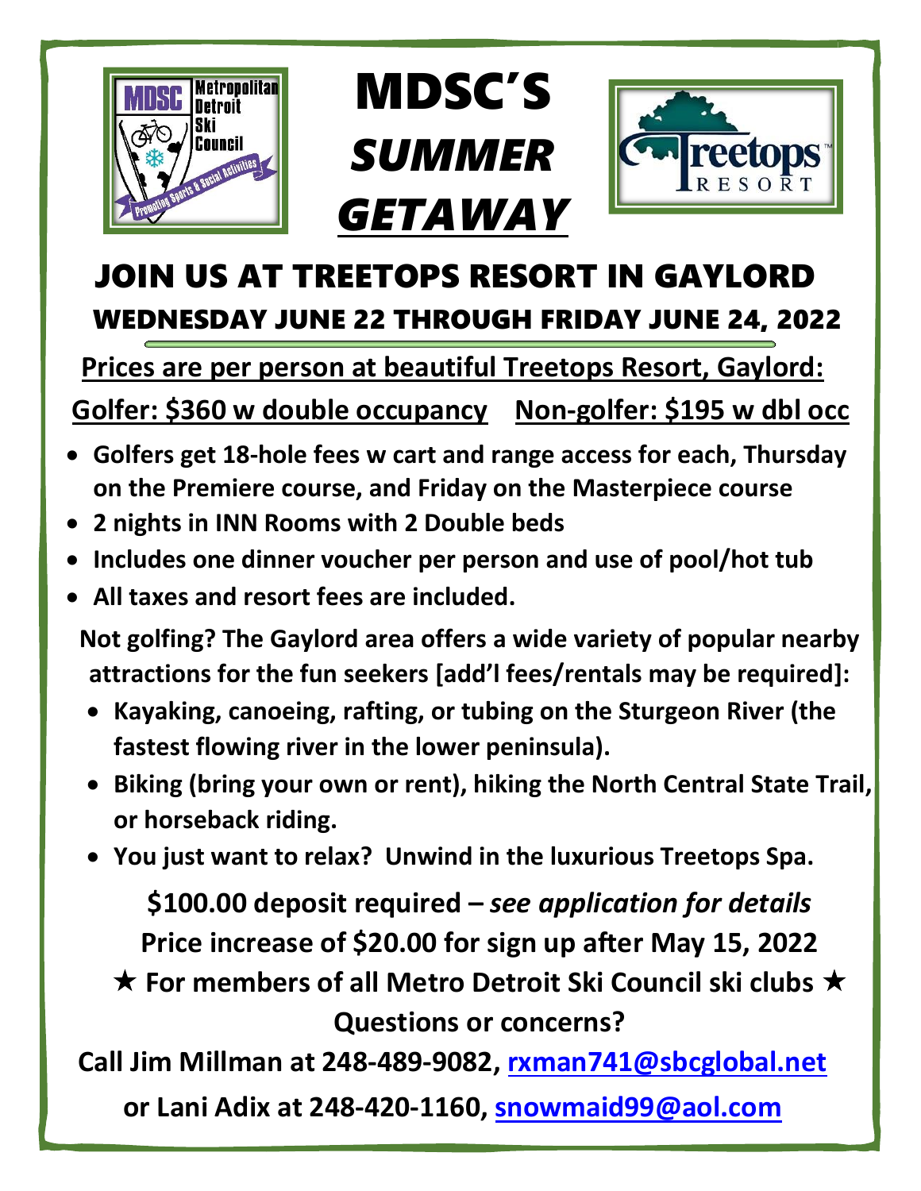# MDSC'S *SUMMER GETAWAY*

## JOIN US AT TREETOPS RESORT IN GAYLORD

### WEDNESDAY JUNE 22 THROUGH FRIDAY JUNE 24, 2022

**Prices are per person at beautiful Treetops Resort, Gaylord:**

**Golfer: $360 w double occupancy    Non-golfer: $195 w dbl occ**

- **Golfers get 18-hole fees w cart and range access for each, Thursday on the Premiere course, and Friday on the Masterpiece course**
- **2 nights in INN Rooms with 2 Double beds**
- **Includes one dinner voucher per person and use of pool/hot tub**
- **All taxes and resort fees are included.**

**Not golfing? The Gaylord area offers a wide variety of popular nearby attractions for the fun seekers [add'l fees/rentals may be required]:**

- **Kayaking, canoeing, rafting, or tubing on the Sturgeon River (the fastest flowing river in the lower peninsula).**
- **Biking (bring your own or rent), hiking the North Central State Trail, or horseback riding.**
- **You just want to relax? Unwind in the luxurious Treetops Spa.**

**$100.00 deposit required – *see application for details***

**Price increase of $20.00 for sign up after May 15, 2022**

**★ For members of all Metro Detroit Ski Council ski clubs ★**

**Questions or concerns?**

**Call Jim Millman at 248-489-9082, rxman741@sbcglobal.net**

**or Lani Adix at 248-420-1160, snowmaid99@aol.com**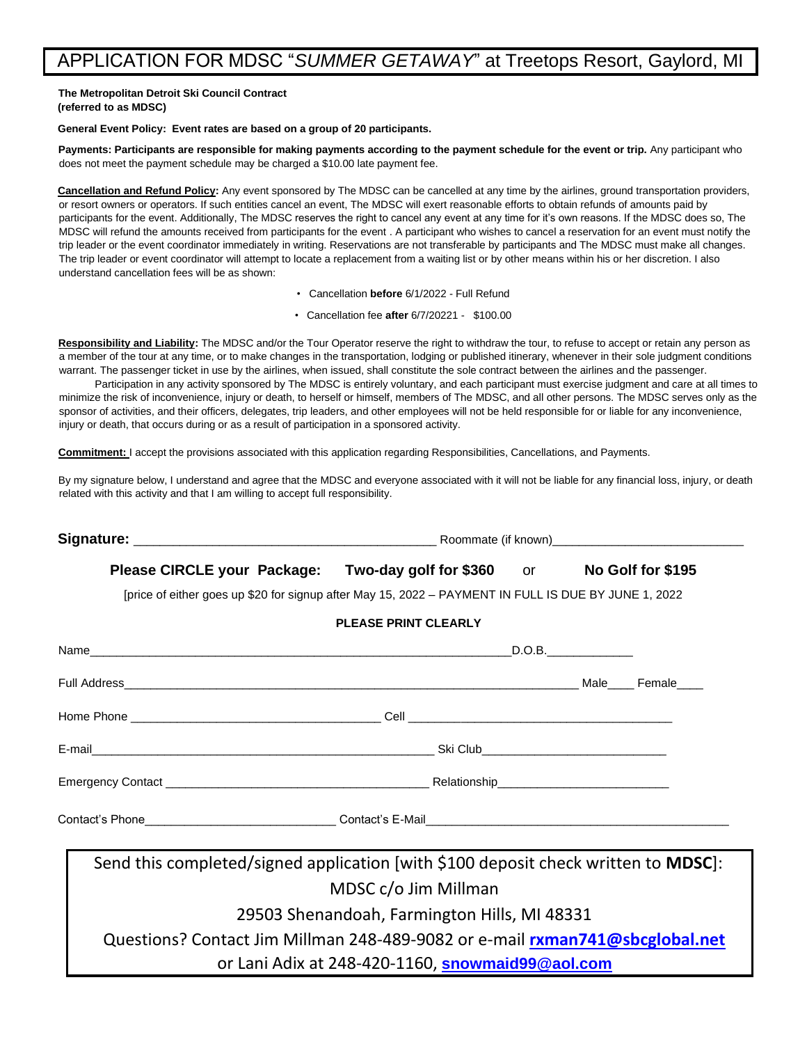# APPLICATION FOR MDSC "*SUMMER GETAWAY*" at Treetops Resort, Gaylord, MI

**The Metropolitan Detroit Ski Council Contract (referred to as MDSC)**

**General Event Policy: Event rates are based on a group of 20 participants.**

**Payments: Participants are responsible for making payments according to the payment schedule for the event or trip.** Any participant who does not meet the payment schedule may be charged a $10.00 late payment fee.

**Cancellation and Refund Policy:** Any event sponsored by The MDSC can be cancelled at any time by the airlines, ground transportation providers, or resort owners or operators. If such entities cancel an event, The MDSC will exert reasonable efforts to obtain refunds of amounts paid by participants for the event. Additionally, The MDSC reserves the right to cancel any event at any time for it's own reasons. If the MDSC does so, The MDSC will refund the amounts received from participants for the event . A participant who wishes to cancel a reservation for an event must notify the trip leader or the event coordinator immediately in writing. Reservations are not transferable by participants and The MDSC must make all changes. The trip leader or event coordinator will attempt to locate a replacement from a waiting list or by other means within his or her discretion. I also understand cancellation fees will be as shown:

- Cancellation **before** 6/1/2022 - Full Refund
- Cancellation fee **after** 6/7/20221 - $100.00

**Responsibility and Liability:** The MDSC and/or the Tour Operator reserve the right to withdraw the tour, to refuse to accept or retain any person as a member of the tour at any time, or to make changes in the transportation, lodging or published itinerary, whenever in their sole judgment conditions warrant. The passenger ticket in use by the airlines, when issued, shall constitute the sole contract between the airlines and the passenger.

Participation in any activity sponsored by The MDSC is entirely voluntary, and each participant must exercise judgment and care at all times to minimize the risk of inconvenience, injury or death, to herself or himself, members of The MDSC, and all other persons. The MDSC serves only as the sponsor of activities, and their officers, delegates, trip leaders, and other employees will not be held responsible for or liable for any inconvenience, injury or death, that occurs during or as a result of participation in a sponsored activity.

**Commitment:** I accept the provisions associated with this application regarding Responsibilities, Cancellations, and Payments.

By my signature below, I understand and agree that the MDSC and everyone associated with it will not be liable for any financial loss, injury, or death related with this activity and that I am willing to accept full responsibility.

**Signature:** ______________________________ Roommate (if known)______________________

**Please CIRCLE your Package: Two-day golf for $360 or No Golf for $195**

[price of either goes up $20 for signup after May 15, 2022 – PAYMENT IN FULL IS DUE BY JUNE 1, 2022

**PLEASE PRINT CLEARLY**

Name_______________________________________________ D.O.B.____________

Full Address_______________________________________________ Male____ Female____

Home Phone ______________________________ Cell ______________________________

E-mail_________________________________________ Ski Club______________________

Emergency Contact ______________________________ Relationship____________________

Contact's Phone______________________ Contact's E-Mail__________________________________

Send this completed/signed application [with $100 deposit check written to **MDSC**]:
MDSC c/o Jim Millman
29503 Shenandoah, Farmington Hills, MI 48331
Questions? Contact Jim Millman 248-489-9082 or e-mail **rxman741@sbcglobal.net**
or Lani Adix at 248-420-1160, **snowmaid99@aol.com**